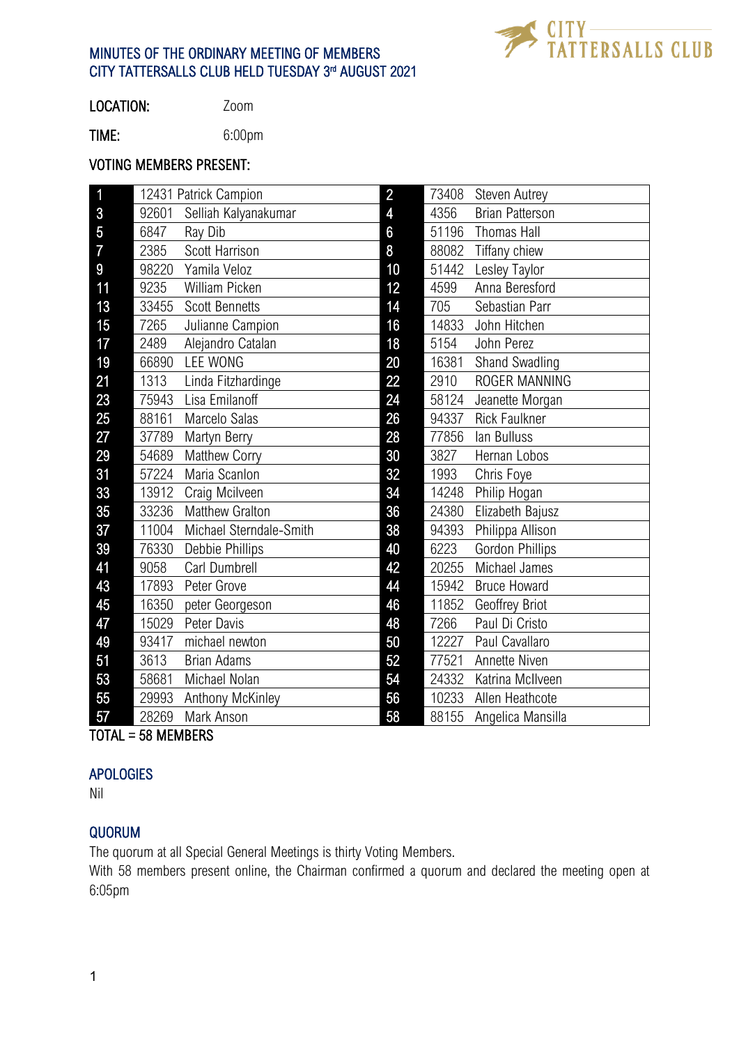# MINUTES OF THE ORDINARY MEETING OF MEMBERS
# CITY TATTERSALLS CLUB HELD TUESDAY 3rd AUGUST 2021

**LOCATION:** Zoom

**TIME:** 6:00pm

**VOTING MEMBERS PRESENT:**

| | | | | | |
|---|---|---|---|---|---|
| 1 | 12431 | Patrick Campion | 2 | 73408 | Steven Autrey |
| 3 | 92601 | Selliah Kalyanakumar | 4 | 4356 | Brian Patterson |
| 5 | 6847 | Ray Dib | 6 | 51196 | Thomas Hall |
| 7 | 2385 | Scott Harrison | 8 | 88082 | Tiffany chiew |
| 9 | 98220 | Yamila Veloz | 10 | 51442 | Lesley Taylor |
| 11 | 9235 | William Picken | 12 | 4599 | Anna Beresford |
| 13 | 33455 | Scott Bennetts | 14 | 705 | Sebastian Parr |
| 15 | 7265 | Julianne Campion | 16 | 14833 | John Hitchen |
| 17 | 2489 | Alejandro Catalan | 18 | 5154 | John Perez |
| 19 | 66890 | LEE WONG | 20 | 16381 | Shand Swadling |
| 21 | 1313 | Linda Fitzhardinge | 22 | 2910 | ROGER MANNING |
| 23 | 75943 | Lisa Emilanoff | 24 | 58124 | Jeanette Morgan |
| 25 | 88161 | Marcelo Salas | 26 | 94337 | Rick Faulkner |
| 27 | 37789 | Martyn Berry | 28 | 77856 | Ian Bulluss |
| 29 | 54689 | Matthew Corry | 30 | 3827 | Hernan Lobos |
| 31 | 57224 | Maria Scanlon | 32 | 1993 | Chris Foye |
| 33 | 13912 | Craig Mcilveen | 34 | 14248 | Philip Hogan |
| 35 | 33236 | Matthew Gralton | 36 | 24380 | Elizabeth Bajusz |
| 37 | 11004 | Michael Sterndale-Smith | 38 | 94393 | Philippa Allison |
| 39 | 76330 | Debbie Phillips | 40 | 6223 | Gordon Phillips |
| 41 | 9058 | Carl Dumbrell | 42 | 20255 | Michael James |
| 43 | 17893 | Peter Grove | 44 | 15942 | Bruce Howard |
| 45 | 16350 | peter Georgeson | 46 | 11852 | Geoffrey Briot |
| 47 | 15029 | Peter Davis | 48 | 7266 | Paul Di Cristo |
| 49 | 93417 | michael newton | 50 | 12227 | Paul Cavallaro |
| 51 | 3613 | Brian Adams | 52 | 77521 | Annette Niven |
| 53 | 58681 | Michael Nolan | 54 | 24332 | Katrina McIlveen |
| 55 | 29993 | Anthony McKinley | 56 | 10233 | Allen Heathcote |
| 57 | 28269 | Mark Anson | 58 | 88155 | Angelica Mansilla |

TOTAL = 58 MEMBERS

## APOLOGIES

Nil

## QUORUM

The quorum at all Special General Meetings is thirty Voting Members.

With 58 members present online, the Chairman confirmed a quorum and declared the meeting open at 6:05pm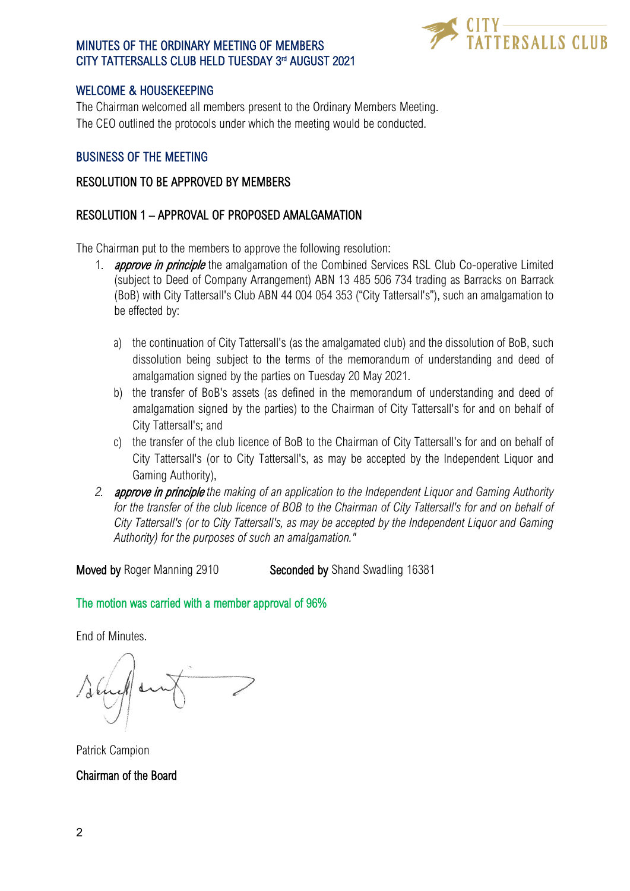# MINUTES OF THE ORDINARY MEETING OF MEMBERS CITY TATTERSALLS CLUB HELD TUESDAY 3rd AUGUST 2021

## WELCOME & HOUSEKEEPING

The Chairman welcomed all members present to the Ordinary Members Meeting.
The CEO outlined the protocols under which the meeting would be conducted.

## BUSINESS OF THE MEETING

### RESOLUTION TO BE APPROVED BY MEMBERS

### RESOLUTION 1 – APPROVAL OF PROPOSED AMALGAMATION

The Chairman put to the members to approve the following resolution:

1. ***approve in principle*** the amalgamation of the Combined Services RSL Club Co-operative Limited (subject to Deed of Company Arrangement) ABN 13 485 506 734 trading as Barracks on Barrack (BoB) with City Tattersall's Club ABN 44 004 054 353 ("City Tattersall's"), such an amalgamation to be effected by:

   a) the continuation of City Tattersall's (as the amalgamated club) and the dissolution of BoB, such dissolution being subject to the terms of the memorandum of understanding and deed of amalgamation signed by the parties on Tuesday 20 May 2021.

   b) the transfer of BoB's assets (as defined in the memorandum of understanding and deed of amalgamation signed by the parties) to the Chairman of City Tattersall's for and on behalf of City Tattersall's; and

   c) the transfer of the club licence of BoB to the Chairman of City Tattersall's for and on behalf of City Tattersall's (or to City Tattersall's, as may be accepted by the Independent Liquor and Gaming Authority),

2. ***approve in principle*** *the making of an application to the Independent Liquor and Gaming Authority for the transfer of the club licence of BOB to the Chairman of City Tattersall's for and on behalf of City Tattersall's (or to City Tattersall's, as may be accepted by the Independent Liquor and Gaming Authority) for the purposes of such an amalgamation."*

**Moved by** Roger Manning 2910 **Seconded by** Shand Swadling 16381

The motion was carried with a member approval of 96%

End of Minutes.

Patrick Campion

Chairman of the Board